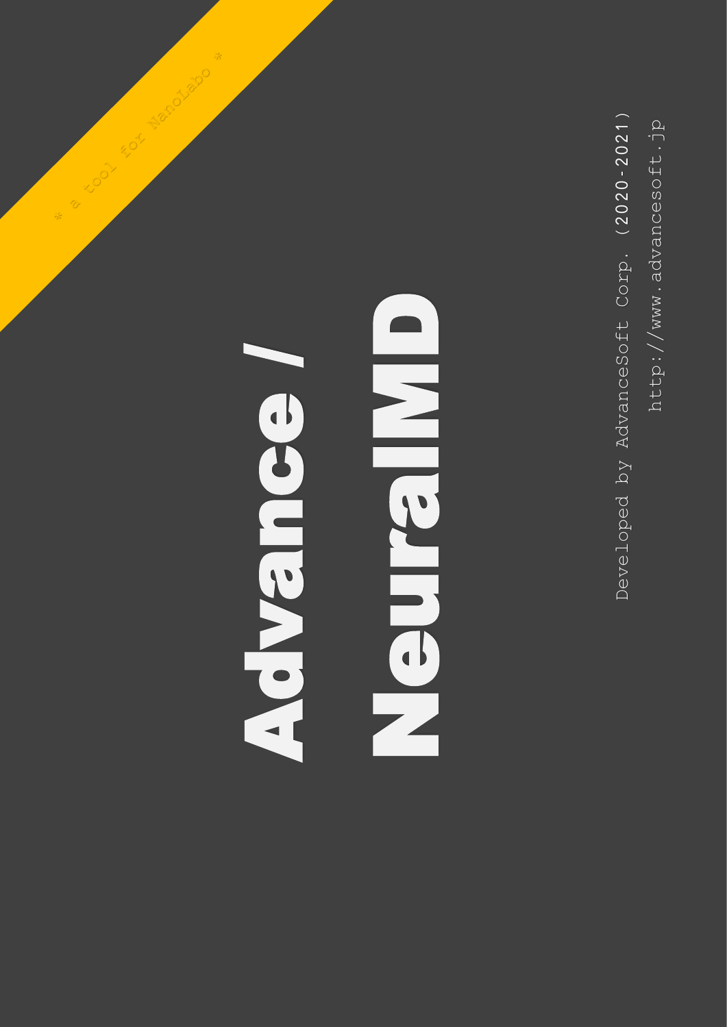\* a tool for NanoLabo \*

# Advance / NeuralMD

Developed by AdvanceSoft Corp. (2020-2021)

http://www.advancesoft.jp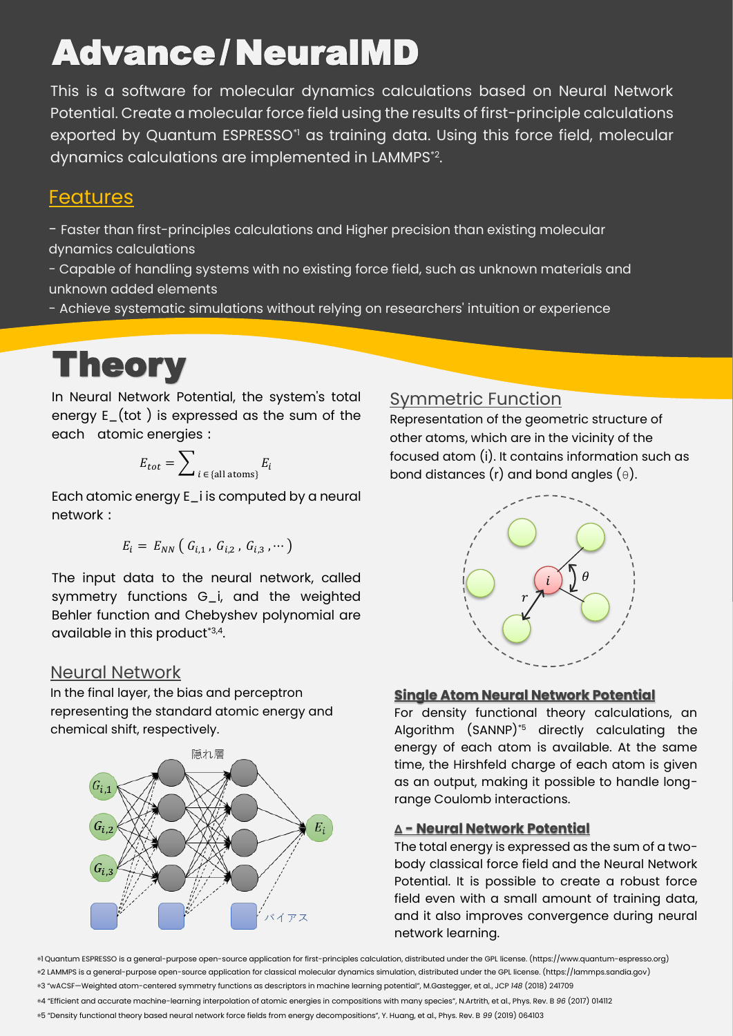# Advance/NeuralMD

This is a software for molecular dynamics calculations based on Neural Network Potential. Create a molecular force field using the results of first-principle calculations exported by Quantum ESPRESSO[*1] as training data. Using this force field, molecular dynamics calculations are implemented in LAMMPS[*2].

## Features

- Faster than first-principles calculations and Higher precision than existing molecular dynamics calculations
- Capable of handling systems with no existing force field, such as unknown materials and unknown added elements
- Achieve systematic simulations without relying on researchers' intuition or experience

# Theory

In Neural Network Potential, the system's total energy E_(tot ) is expressed as the sum of the each atomic energies :

$$E_{tot} = \sum_{i \in \{\text{all atoms}\}} E_i$$

Each atomic energy E_i is computed by a neural network :

$$E_i = E_{NN}\left(G_{i,1}, G_{i,2}, G_{i,3}, \cdots\right)$$

The input data to the neural network, called symmetry functions G_i, and the weighted Behler function and Chebyshev polynomial are available in this product[*3,4].

## Neural Network

In the final layer, the bias and perceptron representing the standard atomic energy and chemical shift, respectively.

隠れ層

$G_{i,1}$ $G_{i,2}$ $G_{i,3}$ $E_i$

バイアス

## Symmetric Function

Representation of the geometric structure of other atoms, which are in the vicinity of the focused atom (i). It contains information such as bond distances (r) and bond angles (θ).

### Single Atom Neural Network Potential

For density functional theory calculations, an Algorithm (SANNP)[*5] directly calculating the energy of each atom is available. At the same time, the Hirshfeld charge of each atom is given as an output, making it possible to handle long-range Coulomb interactions.

### Δ - Neural Network Potential

The total energy is expressed as the sum of a two-body classical force field and the Neural Network Potential. It is possible to create a robust force field even with a small amount of training data, and it also improves convergence during neural network learning.

*1 Quantum ESPRESSO is a general-purpose open-source application for first-principles calculation, distributed under the GPL license. (https://www.quantum-espresso.org)
*2 LAMMPS is a general-purpose open-source application for classical molecular dynamics simulation, distributed under the GPL license. (https://lammps.sandia.gov)
*3 "wACSF—Weighted atom-centered symmetry functions as descriptors in machine learning potential", M.Gastegger, et al., JCP *148* (2018) 241709
*4 "Efficient and accurate machine-learning interpolation of atomic energies in compositions with many species", N.Artrith, et al., Phys. Rev. B *96* (2017) 014112
*5 "Density functional theory based neural network force fields from energy decompositions", Y. Huang, et al., Phys. Rev. B *99* (2019) 064103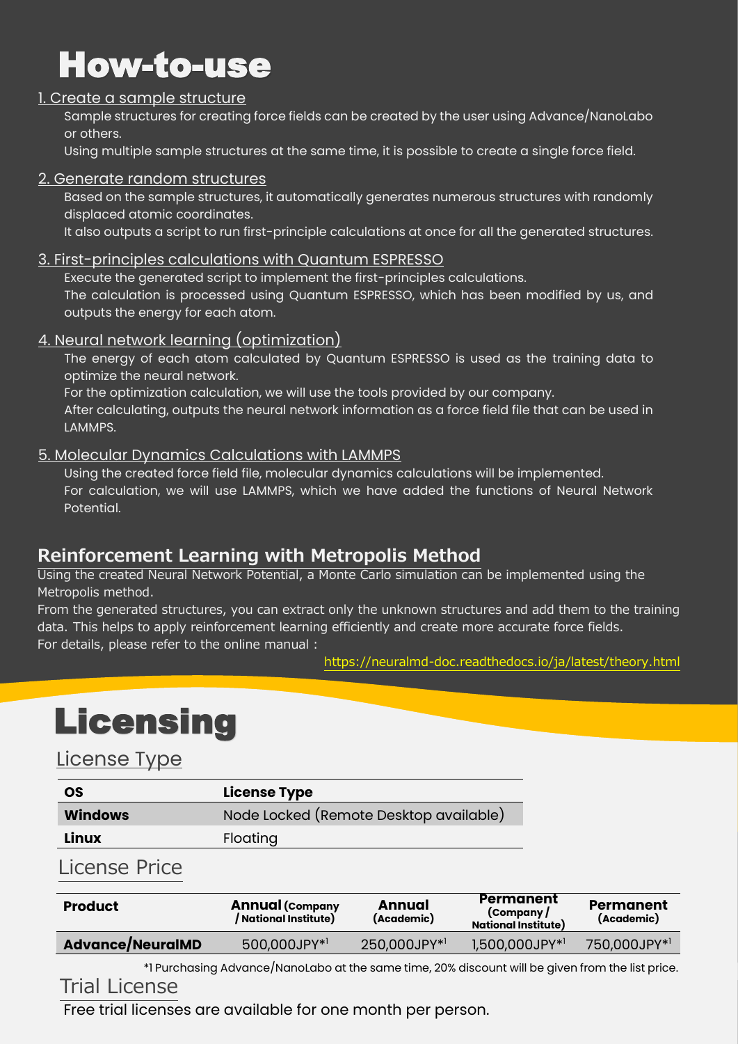# How-to-use

## 1. Create a sample structure

Sample structures for creating force fields can be created by the user using Advance/NanoLabo or others.

Using multiple sample structures at the same time, it is possible to create a single force field.

## 2. Generate random structures

Based on the sample structures, it automatically generates numerous structures with randomly displaced atomic coordinates.

It also outputs a script to run first-principle calculations at once for all the generated structures.

## 3. First-principles calculations with Quantum ESPRESSO

Execute the generated script to implement the first-principles calculations.

The calculation is processed using Quantum ESPRESSO, which has been modified by us, and outputs the energy for each atom.

## 4. Neural network learning (optimization)

The energy of each atom calculated by Quantum ESPRESSO is used as the training data to optimize the neural network.

For the optimization calculation, we will use the tools provided by our company.

After calculating, outputs the neural network information as a force field file that can be used in LAMMPS.

## 5. Molecular Dynamics Calculations with LAMMPS

Using the created force field file, molecular dynamics calculations will be implemented.

For calculation, we will use LAMMPS, which we have added the functions of Neural Network Potential.

## Reinforcement Learning with Metropolis Method

Using the created Neural Network Potential, a Monte Carlo simulation can be implemented using the Metropolis method.

From the generated structures, you can extract only the unknown structures and add them to the training data. This helps to apply reinforcement learning efficiently and create more accurate force fields.

For details, please refer to the online manual :

https://neuralmd-doc.readthedocs.io/ja/latest/theory.html

# Licensing

## License Type

| OS | License Type |
|---|---|
| Windows | Node Locked (Remote Desktop available) |
| Linux | Floating |

## License Price

| Product | Annual (Company / National Institute) | Annual (Academic) | Permanent (Company / National Institute) | Permanent (Academic) |
|---|---|---|---|---|
| Advance/NeuralMD | 500,000JPY*1 | 250,000JPY*1 | 1,500,000JPY*1 | 750,000JPY*1 |

*1 Purchasing Advance/NanoLabo at the same time, 20% discount will be given from the list price.

## Trial License

Free trial licenses are available for one month per person.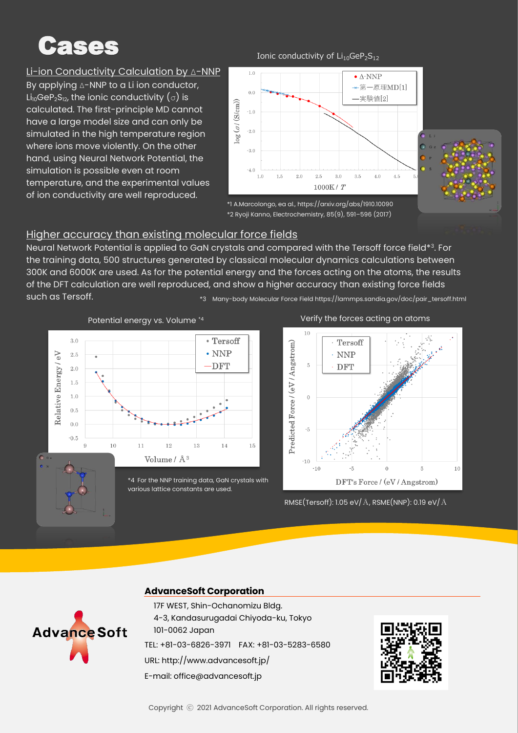# Cases

## Li-ion Conductivity Calculation by Δ-NNP

By applying Δ-NNP to a Li ion conductor, $Li_{10}GeP_2S_{12}$, the ionic conductivity ($\sigma$) is calculated. The first-principle MD cannot have a large model size and can only be simulated in the high temperature region where ions move violently. On the other hand, using Neural Network Potential, the simulation is possible even at room temperature, and the experimental values of ion conductivity are well reproduced.

Ionic conductivity of $Li_{10}GeP_2S_{12}$

log (σ / (S/cm))
1.0
0.0
-1.0
-2.0
-3.0
-4.0
1000K / T
1.0
1.5
2.0
2.5
3.0
3.5
4.0
4.5
5.0

Δ-NNP
第一原理MD[1]
実験値[2]

Li
Ge
P
S

*1 A.Marcolongo, ea al., https://arxiv.org/abs/1910.10090
*2 Ryoji Kanno, Electrochemistry, 85(9), 591–596 (2017)

## Higher accuracy than existing molecular force fields

Neural Network Potential is applied to GaN crystals and compared with the Tersoff force field*3. For the training data, 500 structures generated by classical molecular dynamics calculations between 300K and 6000K are used. As for the potential energy and the forces acting on the atoms, the results of the DFT calculation are well reproduced, and show a higher accuracy than existing force fields such as Tersoff.

*3 Many-body Molecular Force Field https://lammps.sandia.gov/doc/pair_tersoff.html

Potential energy vs. Volume *4

Relative Energy / eV
3.0
2.5
2.0
1.5
1.0
0.5
0.0
-0.5
Volume / Å³
9
10
11
12
13
14
15

Tersoff
NNP
DFT

Ga
N

*4 For the NNP training data, GaN crystals with various lattice constants are used.

Verify the forces acting on atoms

Predicted Force / (eV / Angstrom)
10
5
0
-5
-10
DFT's Force / (eV / Angstrom)
-10
-5
0
5
10

Tersoff
NNP
DFT

RMSE(Tersoff): 1.05 eV/Å, RSME(NNP): 0.19 eV/Å

**AdvanceSoft Corporation**

17F WEST, Shin-Ochanomizu Bldg.
4-3, Kandasurugadai Chiyoda-ku, Tokyo
101-0062 Japan

TEL: +81-03-6826-3971 FAX: +81-03-5283-6580

URL: http://www.advancesoft.jp/

E-mail: office@advancesoft.jp

AdvanceSoft

Copyright Ⓒ 2021 AdvanceSoft Corporation. All rights reserved.